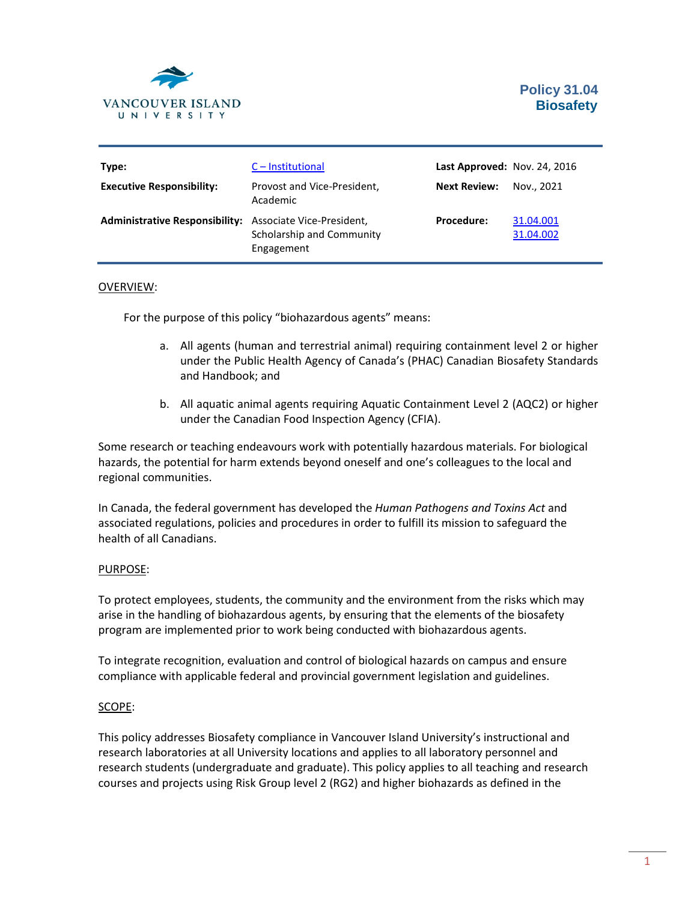VANCOUVER ISLAND UNIVERSITY

# Policy 31.04 Biosafety

| | | | |
|---|---|---|---|
| **Type:** | C – Institutional | **Last Approved:** | Nov. 24, 2016 |
| **Executive Responsibility:** | Provost and Vice-President, Academic | **Next Review:** | Nov., 2021 |
| **Administrative Responsibility:** | Associate Vice-President, Scholarship and Community Engagement | **Procedure:** | 31.04.001<br>31.04.002 |

## OVERVIEW:

For the purpose of this policy "biohazardous agents" means:

a. All agents (human and terrestrial animal) requiring containment level 2 or higher under the Public Health Agency of Canada's (PHAC) Canadian Biosafety Standards and Handbook; and

b. All aquatic animal agents requiring Aquatic Containment Level 2 (AQC2) or higher under the Canadian Food Inspection Agency (CFIA).

Some research or teaching endeavours work with potentially hazardous materials. For biological hazards, the potential for harm extends beyond oneself and one's colleagues to the local and regional communities.

In Canada, the federal government has developed the *Human Pathogens and Toxins Act* and associated regulations, policies and procedures in order to fulfill its mission to safeguard the health of all Canadians.

## PURPOSE:

To protect employees, students, the community and the environment from the risks which may arise in the handling of biohazardous agents, by ensuring that the elements of the biosafety program are implemented prior to work being conducted with biohazardous agents.

To integrate recognition, evaluation and control of biological hazards on campus and ensure compliance with applicable federal and provincial government legislation and guidelines.

## SCOPE:

This policy addresses Biosafety compliance in Vancouver Island University's instructional and research laboratories at all University locations and applies to all laboratory personnel and research students (undergraduate and graduate). This policy applies to all teaching and research courses and projects using Risk Group level 2 (RG2) and higher biohazards as defined in the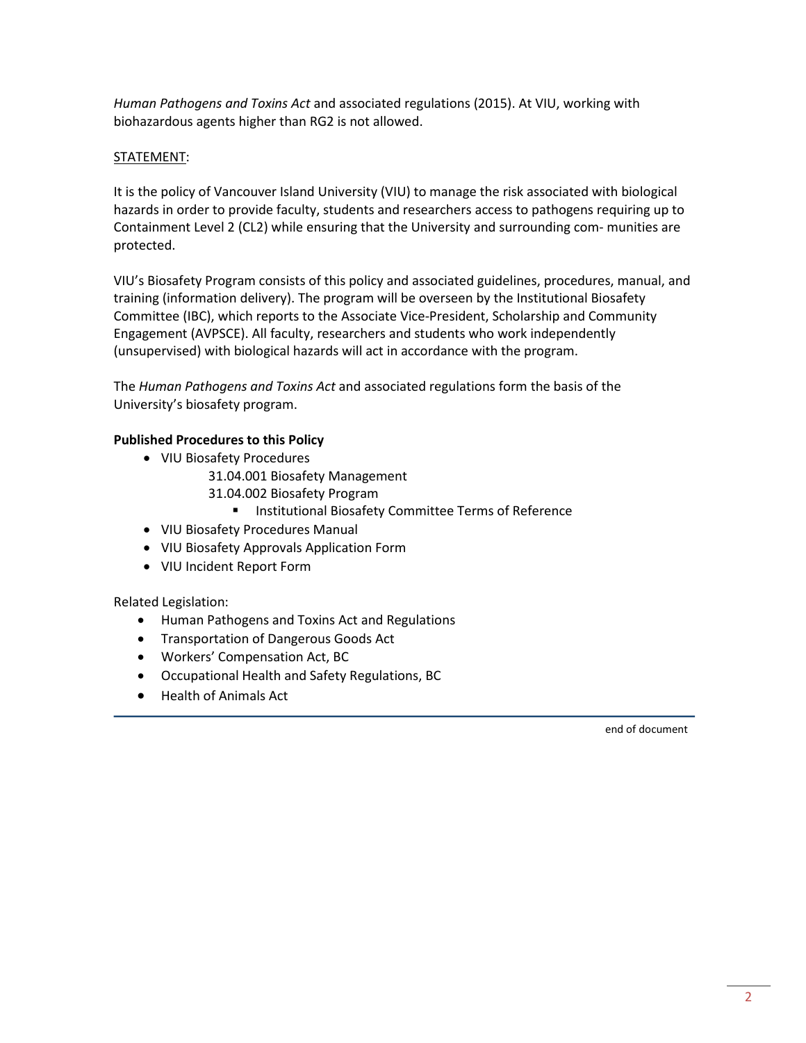*Human Pathogens and Toxins Act* and associated regulations (2015). At VIU, working with biohazardous agents higher than RG2 is not allowed.

STATEMENT:

It is the policy of Vancouver Island University (VIU) to manage the risk associated with biological hazards in order to provide faculty, students and researchers access to pathogens requiring up to Containment Level 2 (CL2) while ensuring that the University and surrounding com- munities are protected.

VIU's Biosafety Program consists of this policy and associated guidelines, procedures, manual, and training (information delivery). The program will be overseen by the Institutional Biosafety Committee (IBC), which reports to the Associate Vice-President, Scholarship and Community Engagement (AVPSCE). All faculty, researchers and students who work independently (unsupervised) with biological hazards will act in accordance with the program.

The *Human Pathogens and Toxins Act* and associated regulations form the basis of the University's biosafety program.

**Published Procedures to this Policy**

- VIU Biosafety Procedures
  - 31.04.001 Biosafety Management
  - 31.04.002 Biosafety Program
    - Institutional Biosafety Committee Terms of Reference
- VIU Biosafety Procedures Manual
- VIU Biosafety Approvals Application Form
- VIU Incident Report Form

Related Legislation:

- Human Pathogens and Toxins Act and Regulations
- Transportation of Dangerous Goods Act
- Workers' Compensation Act, BC
- Occupational Health and Safety Regulations, BC
- Health of Animals Act

end of document